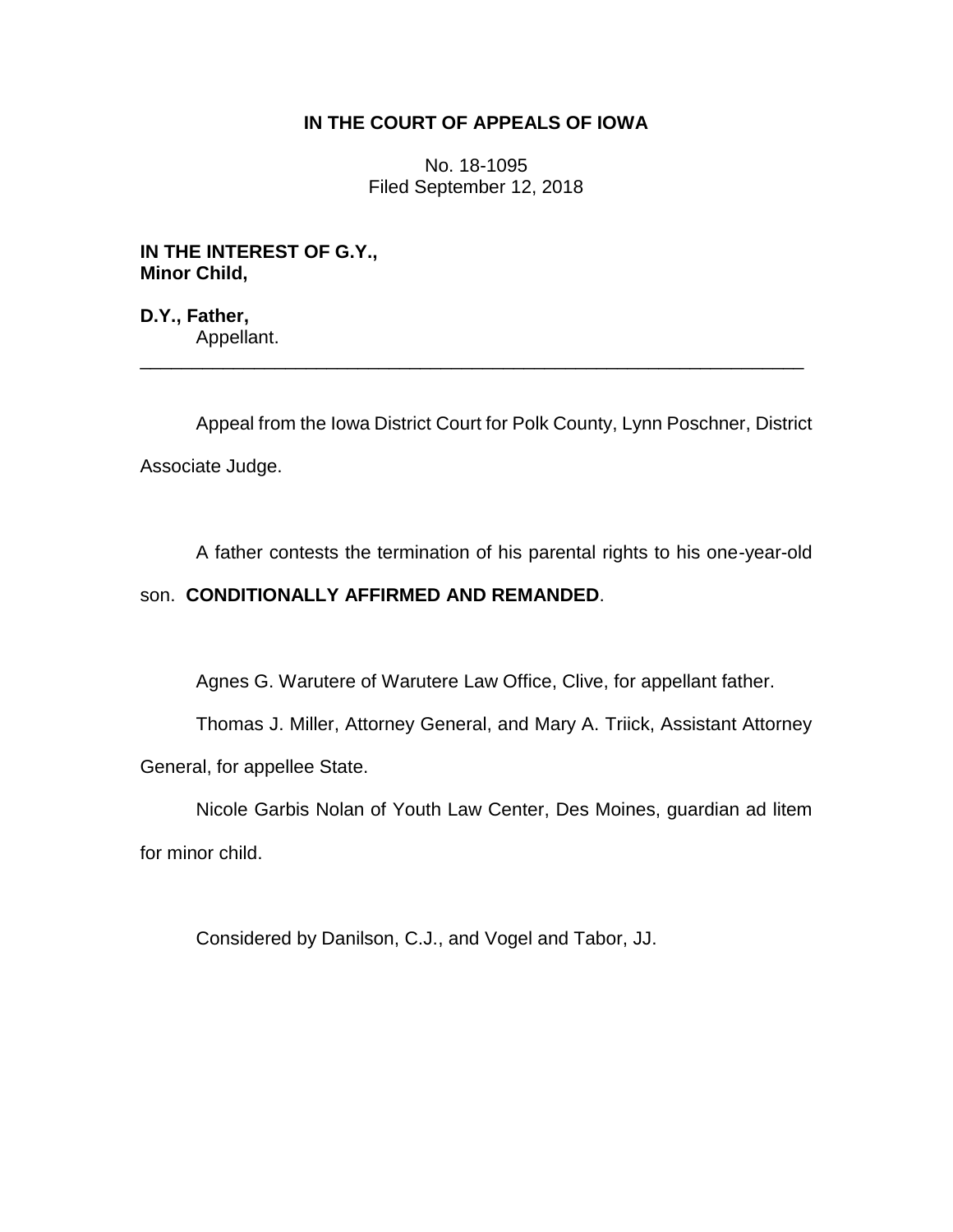# IN THE COURT OF APPEALS OF IOWA

No. 18-1095
Filed September 12, 2018

**IN THE INTEREST OF G.Y., Minor Child,**

**D.Y., Father,**
Appellant.

---

Appeal from the Iowa District Court for Polk County, Lynn Poschner, District Associate Judge.

A father contests the termination of his parental rights to his one-year-old son. **CONDITIONALLY AFFIRMED AND REMANDED**.

Agnes G. Warutere of Warutere Law Office, Clive, for appellant father.

Thomas J. Miller, Attorney General, and Mary A. Triick, Assistant Attorney General, for appellee State.

Nicole Garbis Nolan of Youth Law Center, Des Moines, guardian ad litem for minor child.

Considered by Danilson, C.J., and Vogel and Tabor, JJ.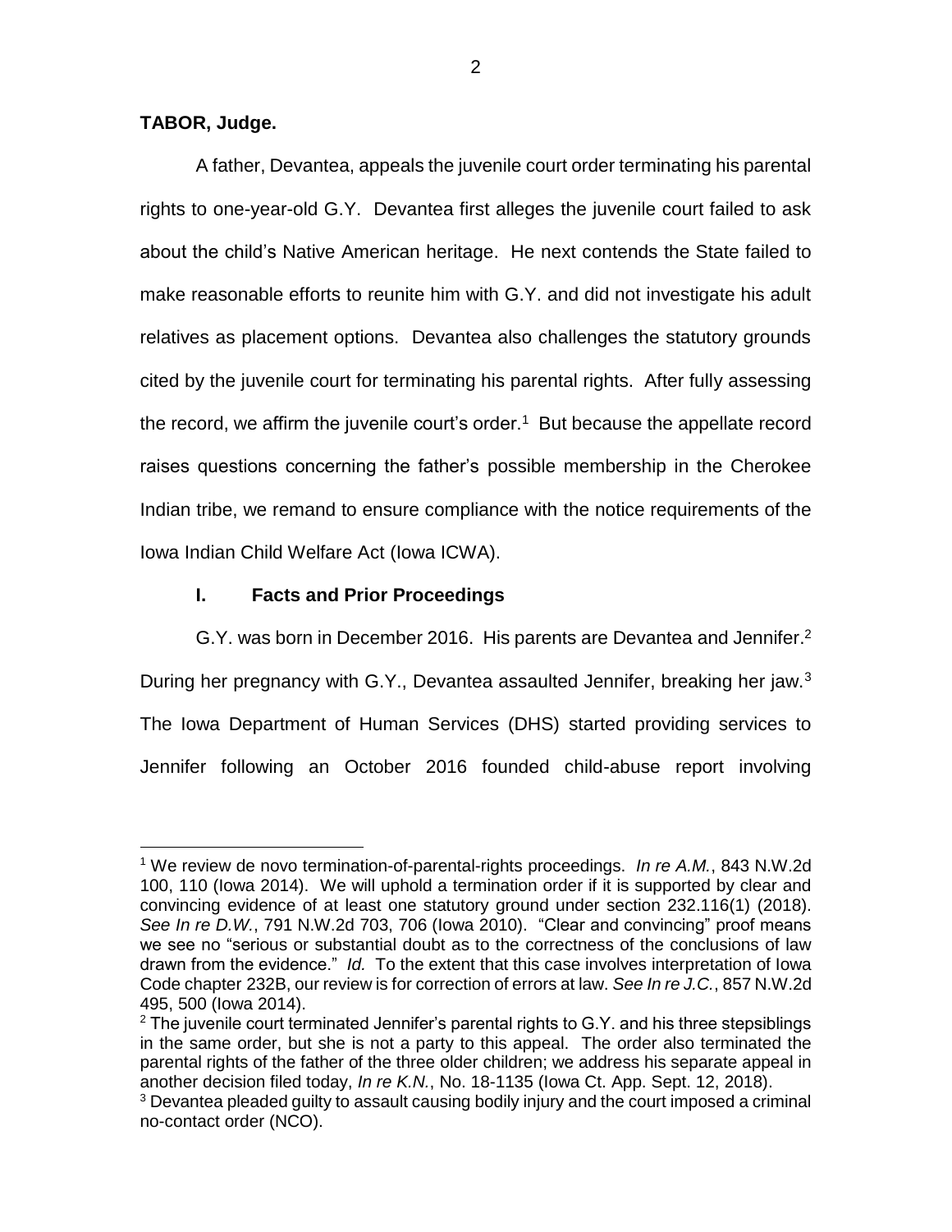**TABOR, Judge.**

A father, Devantea, appeals the juvenile court order terminating his parental rights to one-year-old G.Y. Devantea first alleges the juvenile court failed to ask about the child's Native American heritage. He next contends the State failed to make reasonable efforts to reunite him with G.Y. and did not investigate his adult relatives as placement options. Devantea also challenges the statutory grounds cited by the juvenile court for terminating his parental rights. After fully assessing the record, we affirm the juvenile court's order.[1] But because the appellate record raises questions concerning the father's possible membership in the Cherokee Indian tribe, we remand to ensure compliance with the notice requirements of the Iowa Indian Child Welfare Act (Iowa ICWA).

## I. Facts and Prior Proceedings

G.Y. was born in December 2016. His parents are Devantea and Jennifer.[2] During her pregnancy with G.Y., Devantea assaulted Jennifer, breaking her jaw.[3] The Iowa Department of Human Services (DHS) started providing services to Jennifer following an October 2016 founded child-abuse report involving

---

[1] We review de novo termination-of-parental-rights proceedings. *In re A.M.*, 843 N.W.2d 100, 110 (Iowa 2014). We will uphold a termination order if it is supported by clear and convincing evidence of at least one statutory ground under section 232.116(1) (2018). *See In re D.W.*, 791 N.W.2d 703, 706 (Iowa 2010). "Clear and convincing" proof means we see no "serious or substantial doubt as to the correctness of the conclusions of law drawn from the evidence." *Id.* To the extent that this case involves interpretation of Iowa Code chapter 232B, our review is for correction of errors at law. *See In re J.C.*, 857 N.W.2d 495, 500 (Iowa 2014).

[2] The juvenile court terminated Jennifer's parental rights to G.Y. and his three stepsiblings in the same order, but she is not a party to this appeal. The order also terminated the parental rights of the father of the three older children; we address his separate appeal in another decision filed today, *In re K.N.*, No. 18-1135 (Iowa Ct. App. Sept. 12, 2018).

[3] Devantea pleaded guilty to assault causing bodily injury and the court imposed a criminal no-contact order (NCO).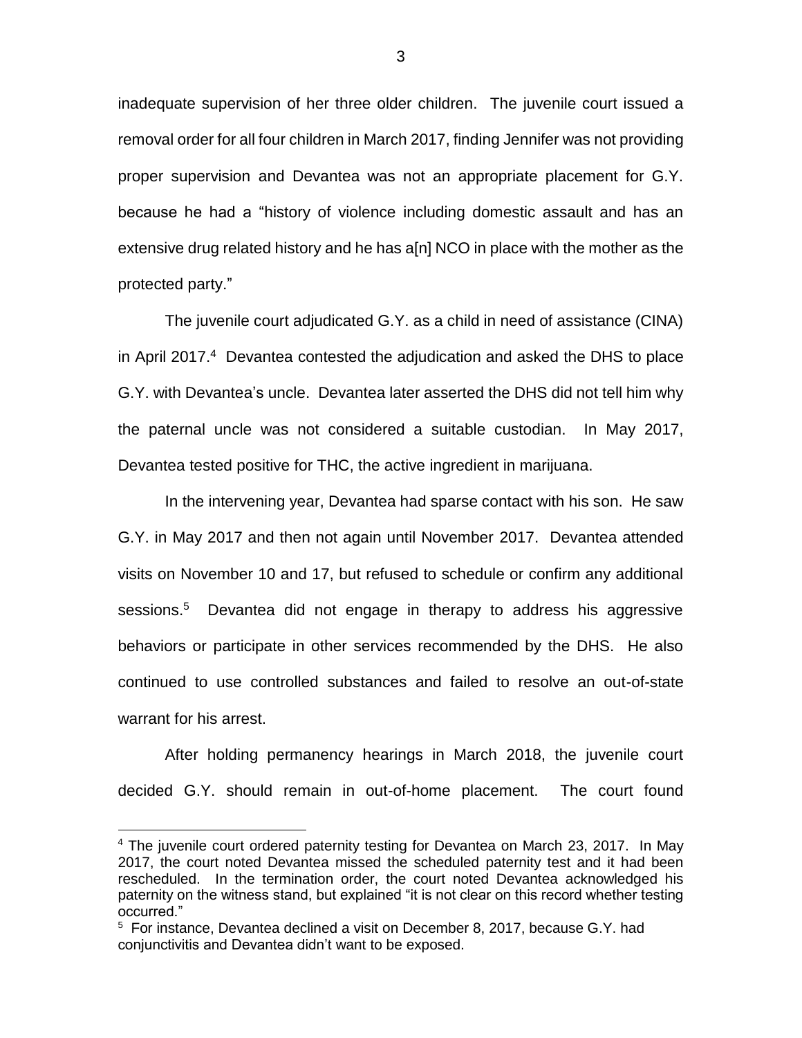inadequate supervision of her three older children. The juvenile court issued a removal order for all four children in March 2017, finding Jennifer was not providing proper supervision and Devantea was not an appropriate placement for G.Y. because he had a "history of violence including domestic assault and has an extensive drug related history and he has a[n] NCO in place with the mother as the protected party."

The juvenile court adjudicated G.Y. as a child in need of assistance (CINA) in April 2017.[4] Devantea contested the adjudication and asked the DHS to place G.Y. with Devantea's uncle. Devantea later asserted the DHS did not tell him why the paternal uncle was not considered a suitable custodian. In May 2017, Devantea tested positive for THC, the active ingredient in marijuana.

In the intervening year, Devantea had sparse contact with his son. He saw G.Y. in May 2017 and then not again until November 2017. Devantea attended visits on November 10 and 17, but refused to schedule or confirm any additional sessions.[5] Devantea did not engage in therapy to address his aggressive behaviors or participate in other services recommended by the DHS. He also continued to use controlled substances and failed to resolve an out-of-state warrant for his arrest.

After holding permanency hearings in March 2018, the juvenile court decided G.Y. should remain in out-of-home placement. The court found

---

[4] The juvenile court ordered paternity testing for Devantea on March 23, 2017. In May 2017, the court noted Devantea missed the scheduled paternity test and it had been rescheduled. In the termination order, the court noted Devantea acknowledged his paternity on the witness stand, but explained "it is not clear on this record whether testing occurred."

[5] For instance, Devantea declined a visit on December 8, 2017, because G.Y. had conjunctivitis and Devantea didn't want to be exposed.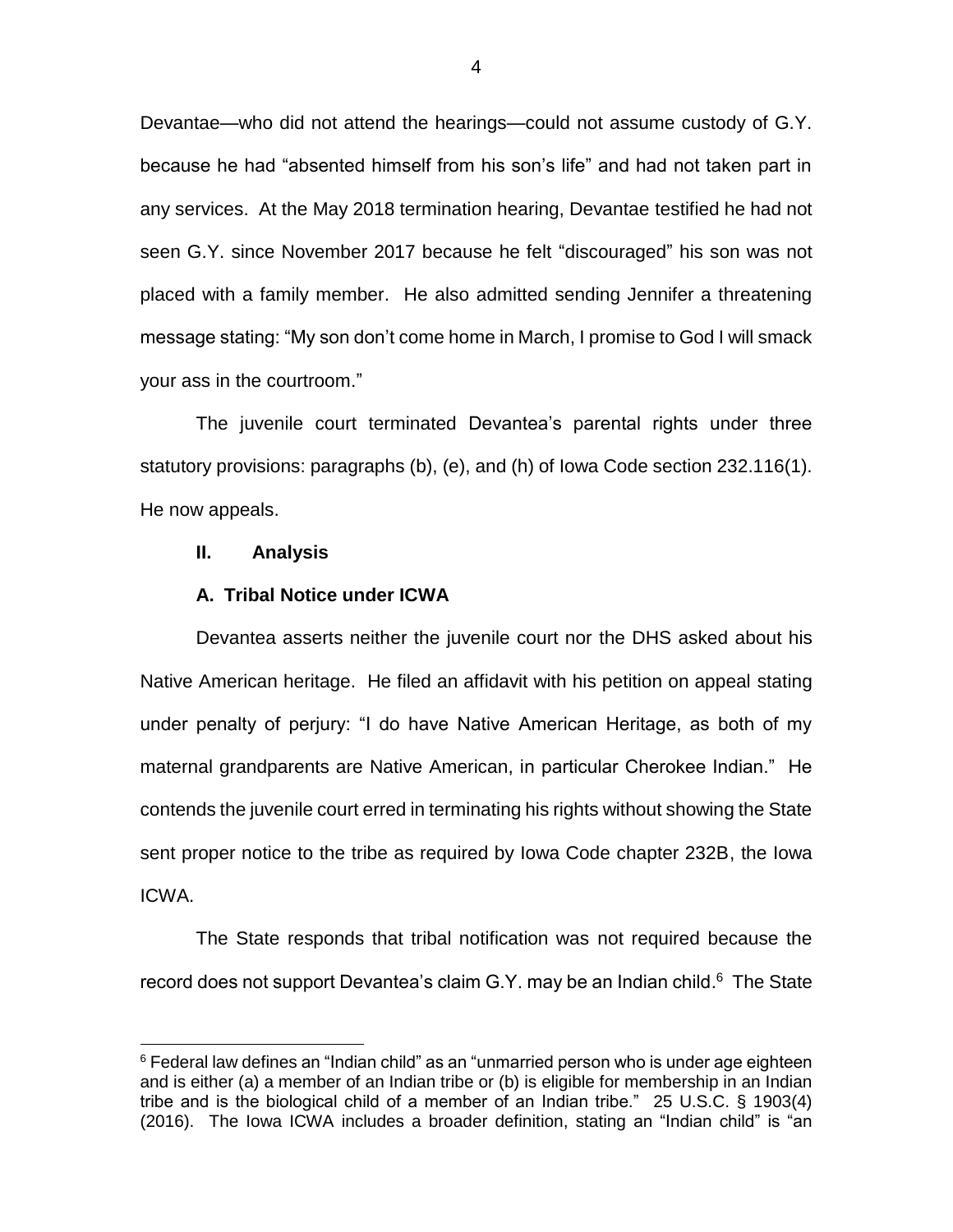Devantae—who did not attend the hearings—could not assume custody of G.Y. because he had "absented himself from his son's life" and had not taken part in any services. At the May 2018 termination hearing, Devantae testified he had not seen G.Y. since November 2017 because he felt "discouraged" his son was not placed with a family member. He also admitted sending Jennifer a threatening message stating: "My son don't come home in March, I promise to God I will smack your ass in the courtroom."

The juvenile court terminated Devantea's parental rights under three statutory provisions: paragraphs (b), (e), and (h) of Iowa Code section 232.116(1). He now appeals.

## II. Analysis

### A. Tribal Notice under ICWA

Devantea asserts neither the juvenile court nor the DHS asked about his Native American heritage. He filed an affidavit with his petition on appeal stating under penalty of perjury: "I do have Native American Heritage, as both of my maternal grandparents are Native American, in particular Cherokee Indian." He contends the juvenile court erred in terminating his rights without showing the State sent proper notice to the tribe as required by Iowa Code chapter 232B, the Iowa ICWA.

The State responds that tribal notification was not required because the record does not support Devantea's claim G.Y. may be an Indian child.[6] The State

[6] Federal law defines an "Indian child" as an "unmarried person who is under age eighteen and is either (a) a member of an Indian tribe or (b) is eligible for membership in an Indian tribe and is the biological child of a member of an Indian tribe." 25 U.S.C. § 1903(4) (2016). The Iowa ICWA includes a broader definition, stating an "Indian child" is "an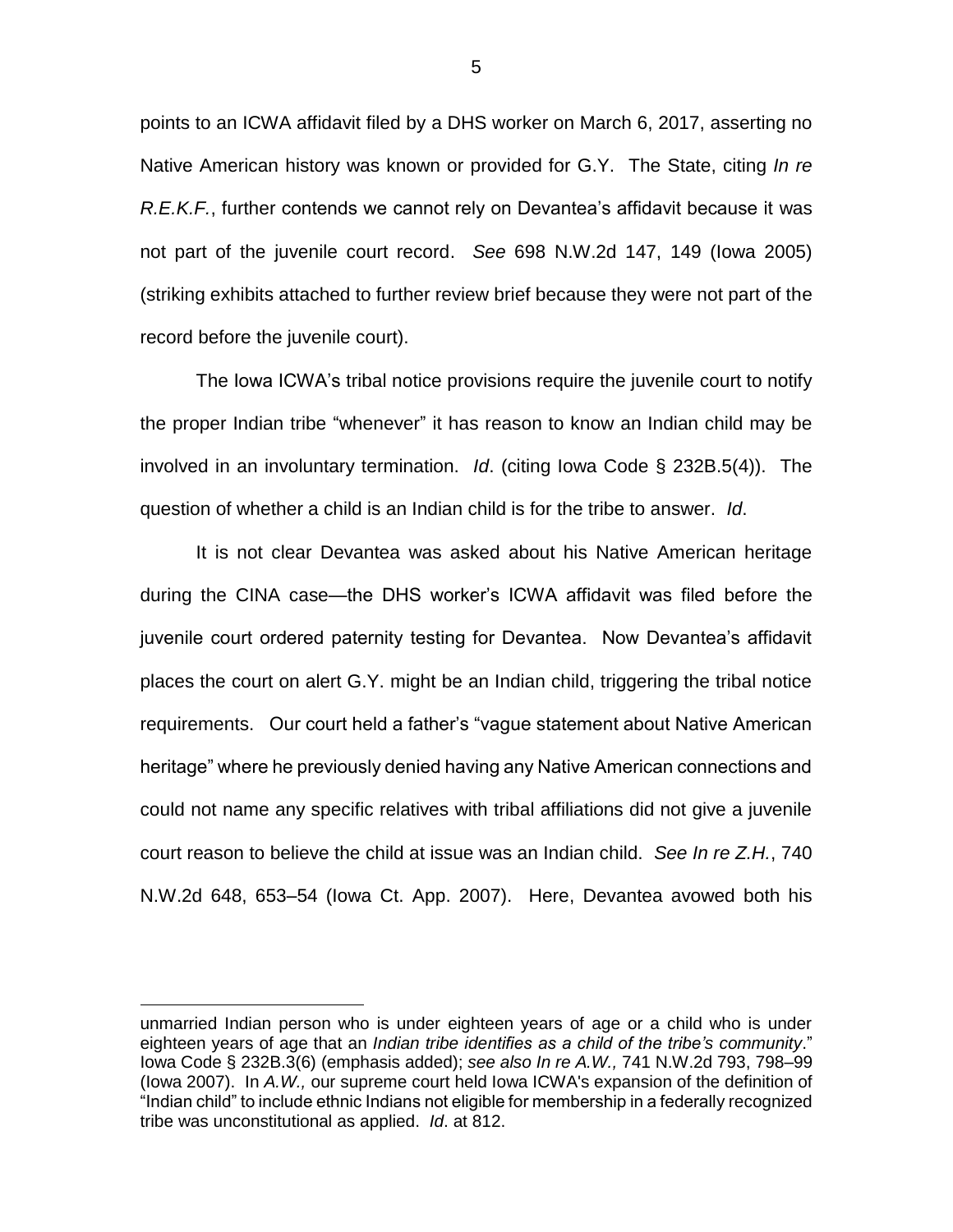points to an ICWA affidavit filed by a DHS worker on March 6, 2017, asserting no Native American history was known or provided for G.Y. The State, citing *In re R.E.K.F.*, further contends we cannot rely on Devantea's affidavit because it was not part of the juvenile court record. *See* 698 N.W.2d 147, 149 (Iowa 2005) (striking exhibits attached to further review brief because they were not part of the record before the juvenile court).

The Iowa ICWA's tribal notice provisions require the juvenile court to notify the proper Indian tribe "whenever" it has reason to know an Indian child may be involved in an involuntary termination. *Id*. (citing Iowa Code § 232B.5(4)). The question of whether a child is an Indian child is for the tribe to answer. *Id*.

It is not clear Devantea was asked about his Native American heritage during the CINA case—the DHS worker's ICWA affidavit was filed before the juvenile court ordered paternity testing for Devantea. Now Devantea's affidavit places the court on alert G.Y. might be an Indian child, triggering the tribal notice requirements. Our court held a father's "vague statement about Native American heritage" where he previously denied having any Native American connections and could not name any specific relatives with tribal affiliations did not give a juvenile court reason to believe the child at issue was an Indian child. *See In re Z.H.*, 740 N.W.2d 648, 653–54 (Iowa Ct. App. 2007). Here, Devantea avowed both his

---

unmarried Indian person who is under eighteen years of age or a child who is under eighteen years of age that an *Indian tribe identifies as a child of the tribe's community*." Iowa Code § 232B.3(6) (emphasis added); *see also In re A.W.,* 741 N.W.2d 793, 798–99 (Iowa 2007). In *A.W.,* our supreme court held Iowa ICWA's expansion of the definition of "Indian child" to include ethnic Indians not eligible for membership in a federally recognized tribe was unconstitutional as applied. *Id*. at 812.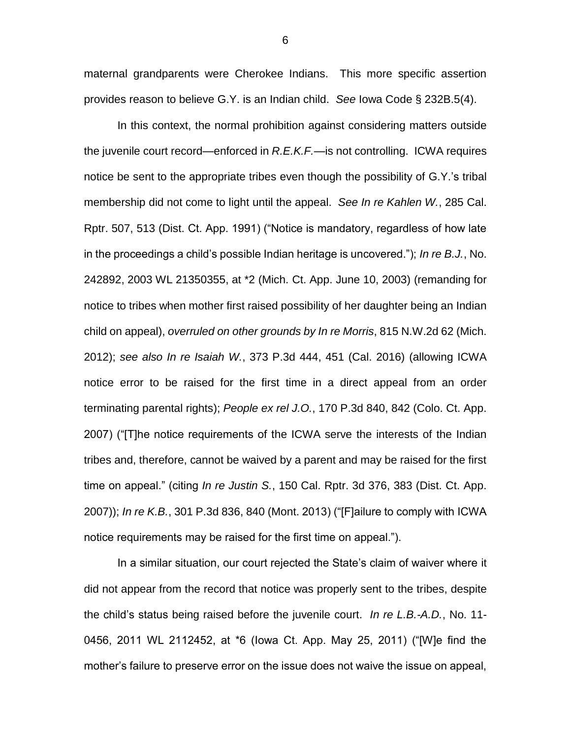maternal grandparents were Cherokee Indians. This more specific assertion provides reason to believe G.Y. is an Indian child. *See* Iowa Code § 232B.5(4).

In this context, the normal prohibition against considering matters outside the juvenile court record—enforced in *R.E.K.F.*—is not controlling. ICWA requires notice be sent to the appropriate tribes even though the possibility of G.Y.'s tribal membership did not come to light until the appeal. *See In re Kahlen W.*, 285 Cal. Rptr. 507, 513 (Dist. Ct. App. 1991) ("Notice is mandatory, regardless of how late in the proceedings a child's possible Indian heritage is uncovered."); *In re B.J.*, No. 242892, 2003 WL 21350355, at *2 (Mich. Ct. App. June 10, 2003) (remanding for notice to tribes when mother first raised possibility of her daughter being an Indian child on appeal), *overruled on other grounds by In re Morris*, 815 N.W.2d 62 (Mich. 2012); *see also In re Isaiah W.*, 373 P.3d 444, 451 (Cal. 2016) (allowing ICWA notice error to be raised for the first time in a direct appeal from an order terminating parental rights); *People ex rel J.O.*, 170 P.3d 840, 842 (Colo. Ct. App. 2007) ("[T]he notice requirements of the ICWA serve the interests of the Indian tribes and, therefore, cannot be waived by a parent and may be raised for the first time on appeal." (citing *In re Justin S.*, 150 Cal. Rptr. 3d 376, 383 (Dist. Ct. App. 2007)); *In re K.B.*, 301 P.3d 836, 840 (Mont. 2013) ("[F]ailure to comply with ICWA notice requirements may be raised for the first time on appeal.").

In a similar situation, our court rejected the State's claim of waiver where it did not appear from the record that notice was properly sent to the tribes, despite the child's status being raised before the juvenile court. *In re L.B.-A.D.*, No. 11-0456, 2011 WL 2112452, at *6 (Iowa Ct. App. May 25, 2011) ("[W]e find the mother's failure to preserve error on the issue does not waive the issue on appeal,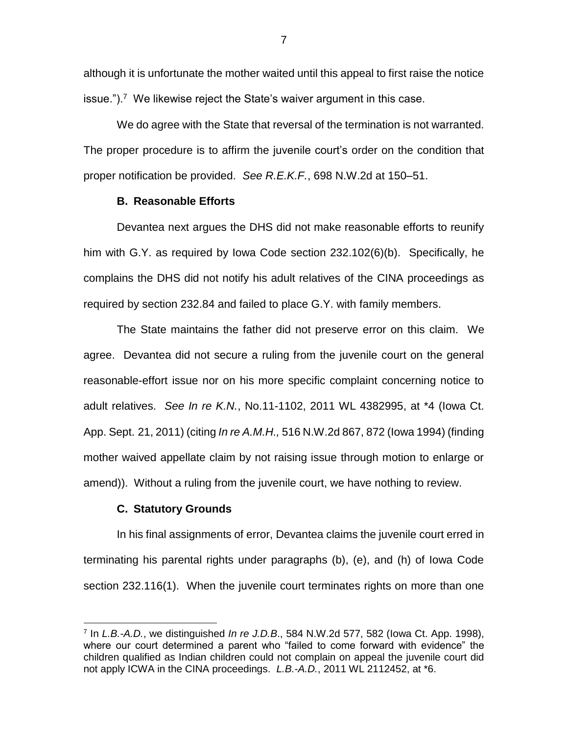although it is unfortunate the mother waited until this appeal to first raise the notice issue.").[7] We likewise reject the State's waiver argument in this case.

We do agree with the State that reversal of the termination is not warranted. The proper procedure is to affirm the juvenile court's order on the condition that proper notification be provided. *See R.E.K.F.*, 698 N.W.2d at 150–51.

### B. Reasonable Efforts

Devantea next argues the DHS did not make reasonable efforts to reunify him with G.Y. as required by Iowa Code section 232.102(6)(b). Specifically, he complains the DHS did not notify his adult relatives of the CINA proceedings as required by section 232.84 and failed to place G.Y. with family members.

The State maintains the father did not preserve error on this claim. We agree. Devantea did not secure a ruling from the juvenile court on the general reasonable-effort issue nor on his more specific complaint concerning notice to adult relatives. *See In re K.N.*, No.11-1102, 2011 WL 4382995, at *4 (Iowa Ct. App. Sept. 21, 2011) (citing *In re A.M.H.,* 516 N.W.2d 867, 872 (Iowa 1994) (finding mother waived appellate claim by not raising issue through motion to enlarge or amend)). Without a ruling from the juvenile court, we have nothing to review.

### C. Statutory Grounds

In his final assignments of error, Devantea claims the juvenile court erred in terminating his parental rights under paragraphs (b), (e), and (h) of Iowa Code section 232.116(1). When the juvenile court terminates rights on more than one

---

[7] In *L.B.-A.D.*, we distinguished *In re J.D.B*., 584 N.W.2d 577, 582 (Iowa Ct. App. 1998), where our court determined a parent who "failed to come forward with evidence" the children qualified as Indian children could not complain on appeal the juvenile court did not apply ICWA in the CINA proceedings. *L.B.-A.D.*, 2011 WL 2112452, at *6.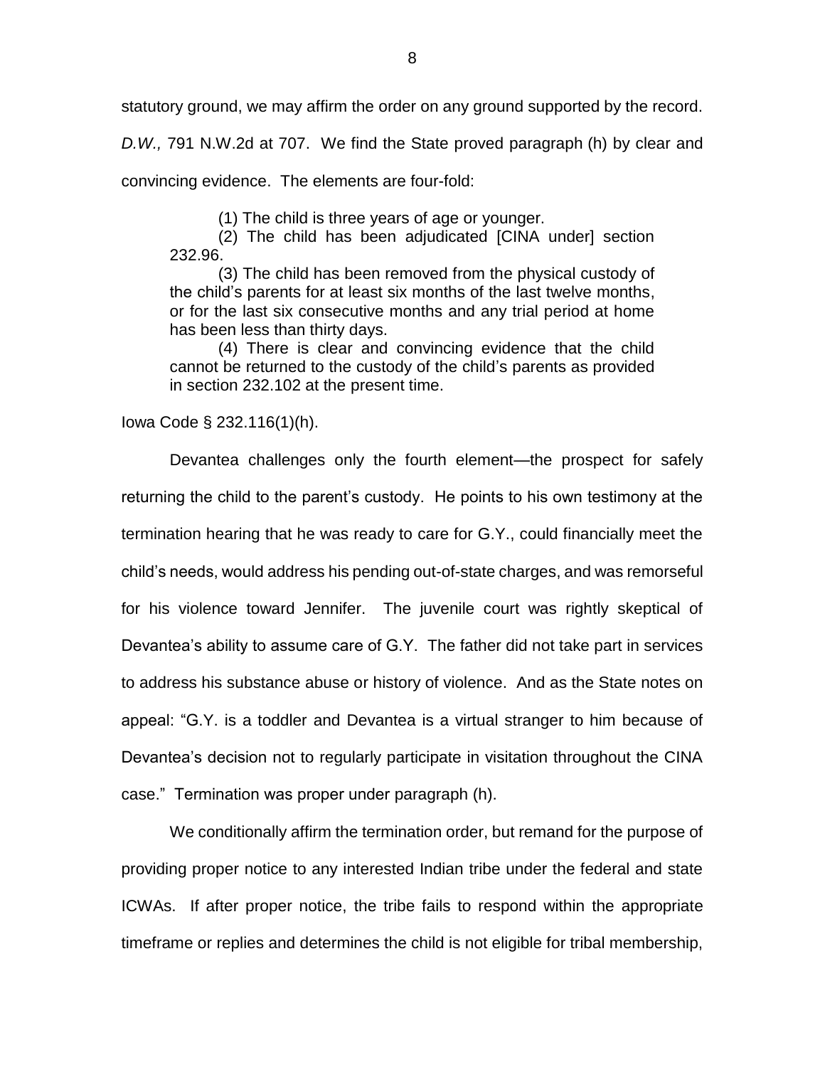statutory ground, we may affirm the order on any ground supported by the record. *D.W.,* 791 N.W.2d at 707. We find the State proved paragraph (h) by clear and convincing evidence. The elements are four-fold:

> (1) The child is three years of age or younger.
>
> (2) The child has been adjudicated [CINA under] section 232.96.
>
> (3) The child has been removed from the physical custody of the child's parents for at least six months of the last twelve months, or for the last six consecutive months and any trial period at home has been less than thirty days.
>
> (4) There is clear and convincing evidence that the child cannot be returned to the custody of the child's parents as provided in section 232.102 at the present time.

Iowa Code § 232.116(1)(h).

Devantea challenges only the fourth element—the prospect for safely returning the child to the parent's custody. He points to his own testimony at the termination hearing that he was ready to care for G.Y., could financially meet the child's needs, would address his pending out-of-state charges, and was remorseful for his violence toward Jennifer. The juvenile court was rightly skeptical of Devantea's ability to assume care of G.Y. The father did not take part in services to address his substance abuse or history of violence. And as the State notes on appeal: "G.Y. is a toddler and Devantea is a virtual stranger to him because of Devantea's decision not to regularly participate in visitation throughout the CINA case." Termination was proper under paragraph (h).

We conditionally affirm the termination order, but remand for the purpose of providing proper notice to any interested Indian tribe under the federal and state ICWAs. If after proper notice, the tribe fails to respond within the appropriate timeframe or replies and determines the child is not eligible for tribal membership,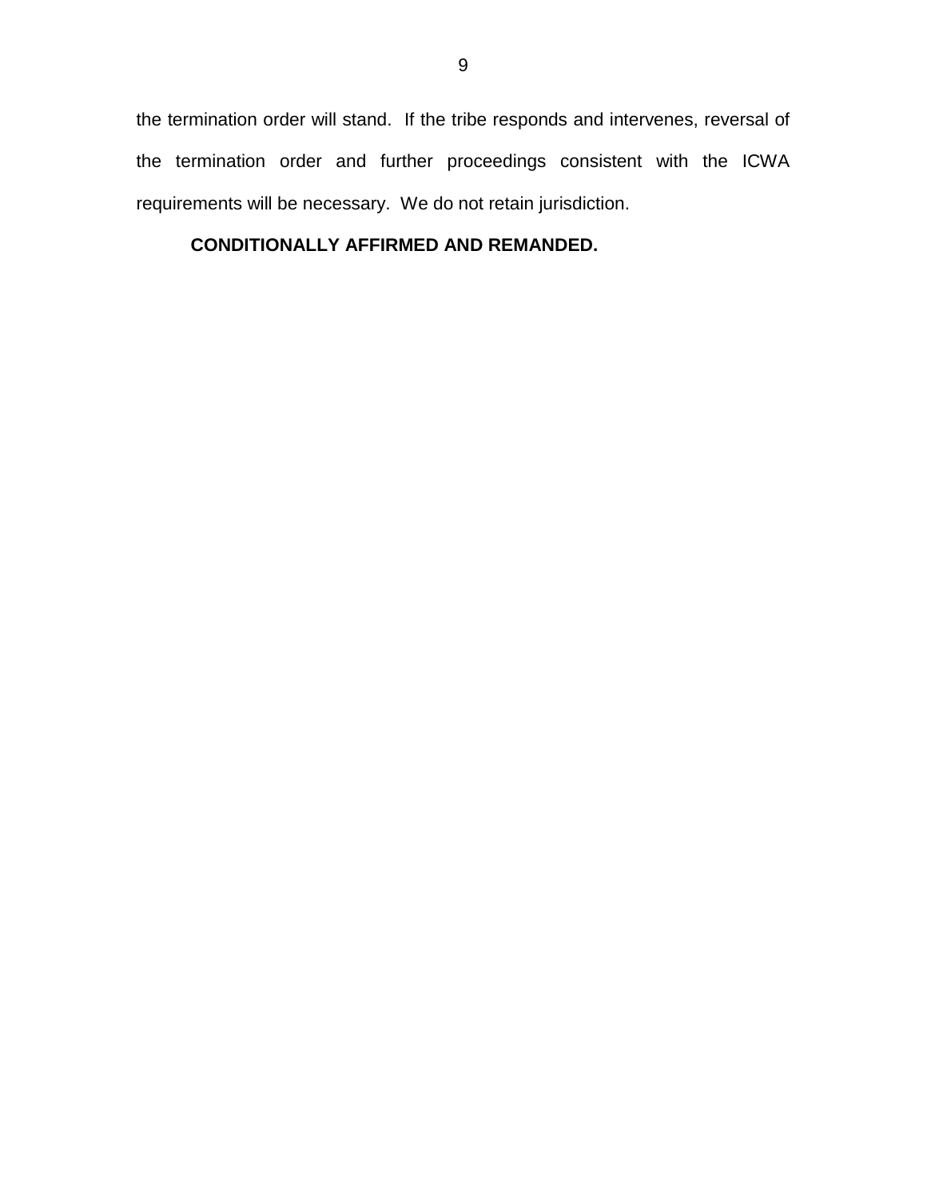the termination order will stand. If the tribe responds and intervenes, reversal of the termination order and further proceedings consistent with the ICWA requirements will be necessary. We do not retain jurisdiction.

**CONDITIONALLY AFFIRMED AND REMANDED.**